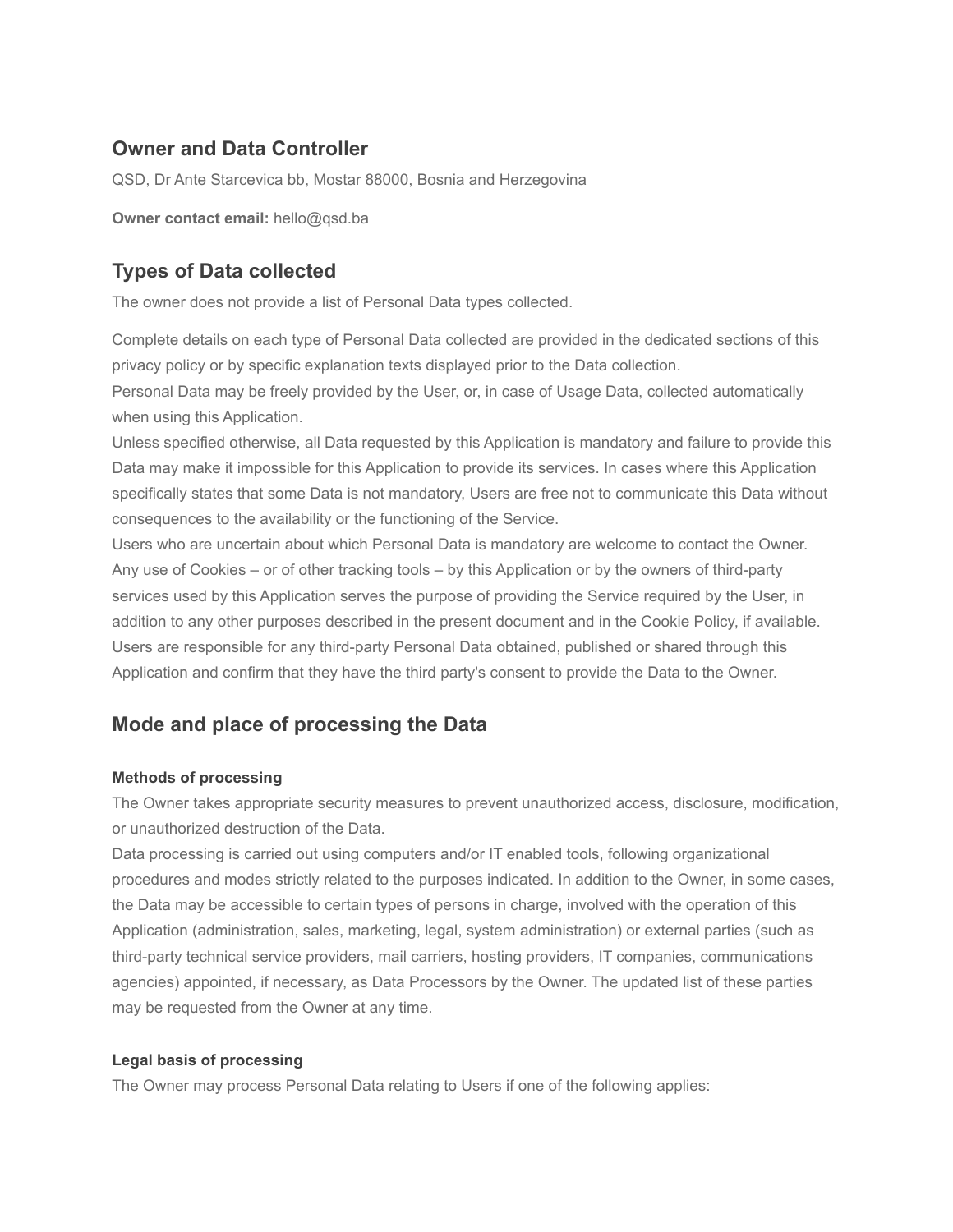## Owner and Data Controller

QSD, Dr Ante Starcevica bb, Mostar 88000, Bosnia and Herzegovina

**Owner contact email:** hello@qsd.ba

## Types of Data collected

The owner does not provide a list of Personal Data types collected.

Complete details on each type of Personal Data collected are provided in the dedicated sections of this privacy policy or by specific explanation texts displayed prior to the Data collection.
Personal Data may be freely provided by the User, or, in case of Usage Data, collected automatically when using this Application.
Unless specified otherwise, all Data requested by this Application is mandatory and failure to provide this Data may make it impossible for this Application to provide its services. In cases where this Application specifically states that some Data is not mandatory, Users are free not to communicate this Data without consequences to the availability or the functioning of the Service.
Users who are uncertain about which Personal Data is mandatory are welcome to contact the Owner.
Any use of Cookies – or of other tracking tools – by this Application or by the owners of third-party services used by this Application serves the purpose of providing the Service required by the User, in addition to any other purposes described in the present document and in the Cookie Policy, if available.
Users are responsible for any third-party Personal Data obtained, published or shared through this Application and confirm that they have the third party's consent to provide the Data to the Owner.

## Mode and place of processing the Data

#### Methods of processing

The Owner takes appropriate security measures to prevent unauthorized access, disclosure, modification, or unauthorized destruction of the Data.
Data processing is carried out using computers and/or IT enabled tools, following organizational procedures and modes strictly related to the purposes indicated. In addition to the Owner, in some cases, the Data may be accessible to certain types of persons in charge, involved with the operation of this Application (administration, sales, marketing, legal, system administration) or external parties (such as third-party technical service providers, mail carriers, hosting providers, IT companies, communications agencies) appointed, if necessary, as Data Processors by the Owner. The updated list of these parties may be requested from the Owner at any time.

#### Legal basis of processing

The Owner may process Personal Data relating to Users if one of the following applies: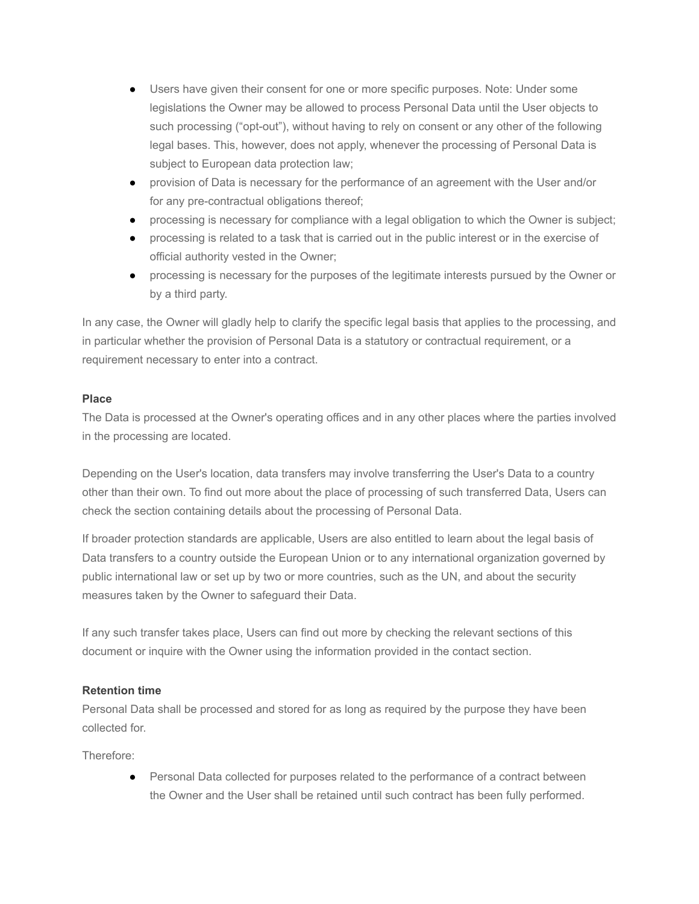- Users have given their consent for one or more specific purposes. Note: Under some legislations the Owner may be allowed to process Personal Data until the User objects to such processing ("opt-out"), without having to rely on consent or any other of the following legal bases. This, however, does not apply, whenever the processing of Personal Data is subject to European data protection law;
- provision of Data is necessary for the performance of an agreement with the User and/or for any pre-contractual obligations thereof;
- processing is necessary for compliance with a legal obligation to which the Owner is subject;
- processing is related to a task that is carried out in the public interest or in the exercise of official authority vested in the Owner;
- processing is necessary for the purposes of the legitimate interests pursued by the Owner or by a third party.

In any case, the Owner will gladly help to clarify the specific legal basis that applies to the processing, and in particular whether the provision of Personal Data is a statutory or contractual requirement, or a requirement necessary to enter into a contract.

**Place**

The Data is processed at the Owner's operating offices and in any other places where the parties involved in the processing are located.

Depending on the User's location, data transfers may involve transferring the User's Data to a country other than their own. To find out more about the place of processing of such transferred Data, Users can check the section containing details about the processing of Personal Data.

If broader protection standards are applicable, Users are also entitled to learn about the legal basis of Data transfers to a country outside the European Union or to any international organization governed by public international law or set up by two or more countries, such as the UN, and about the security measures taken by the Owner to safeguard their Data.

If any such transfer takes place, Users can find out more by checking the relevant sections of this document or inquire with the Owner using the information provided in the contact section.

**Retention time**

Personal Data shall be processed and stored for as long as required by the purpose they have been collected for.

Therefore:

- Personal Data collected for purposes related to the performance of a contract between the Owner and the User shall be retained until such contract has been fully performed.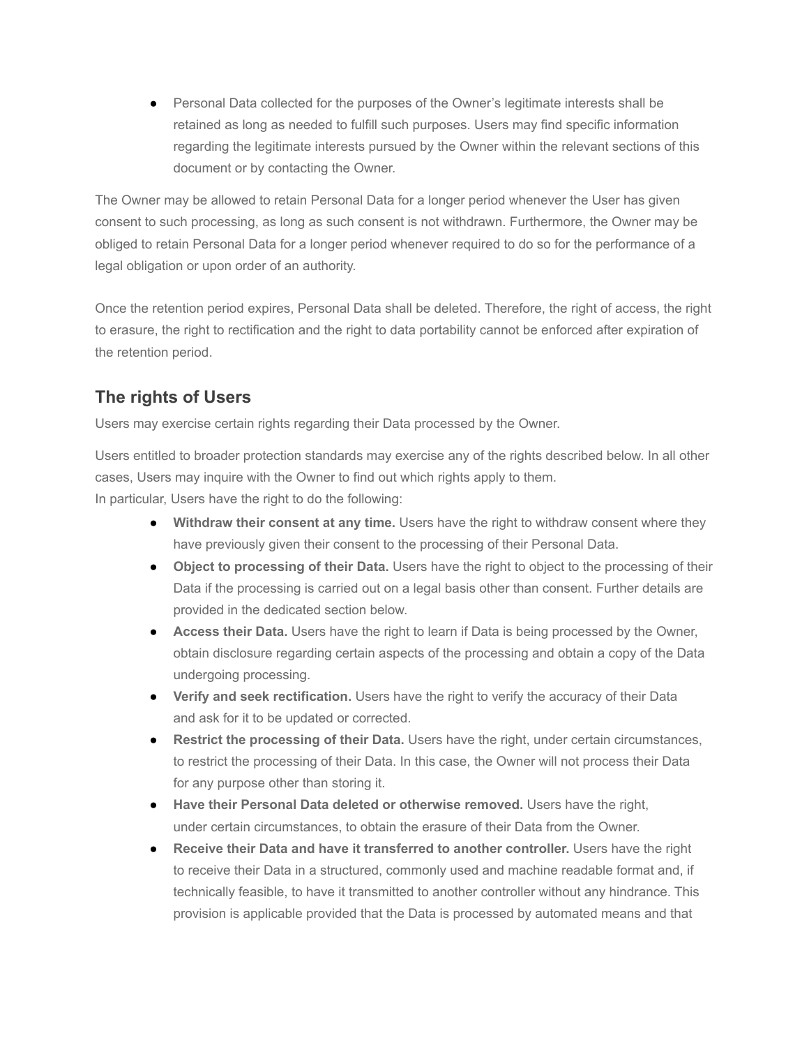- Personal Data collected for the purposes of the Owner's legitimate interests shall be retained as long as needed to fulfill such purposes. Users may find specific information regarding the legitimate interests pursued by the Owner within the relevant sections of this document or by contacting the Owner.

The Owner may be allowed to retain Personal Data for a longer period whenever the User has given consent to such processing, as long as such consent is not withdrawn. Furthermore, the Owner may be obliged to retain Personal Data for a longer period whenever required to do so for the performance of a legal obligation or upon order of an authority.

Once the retention period expires, Personal Data shall be deleted. Therefore, the right of access, the right to erasure, the right to rectification and the right to data portability cannot be enforced after expiration of the retention period.

## The rights of Users

Users may exercise certain rights regarding their Data processed by the Owner.

Users entitled to broader protection standards may exercise any of the rights described below. In all other cases, Users may inquire with the Owner to find out which rights apply to them.
In particular, Users have the right to do the following:

- **Withdraw their consent at any time.** Users have the right to withdraw consent where they have previously given their consent to the processing of their Personal Data.
- **Object to processing of their Data.** Users have the right to object to the processing of their Data if the processing is carried out on a legal basis other than consent. Further details are provided in the dedicated section below.
- **Access their Data.** Users have the right to learn if Data is being processed by the Owner, obtain disclosure regarding certain aspects of the processing and obtain a copy of the Data undergoing processing.
- **Verify and seek rectification.** Users have the right to verify the accuracy of their Data and ask for it to be updated or corrected.
- **Restrict the processing of their Data.** Users have the right, under certain circumstances, to restrict the processing of their Data. In this case, the Owner will not process their Data for any purpose other than storing it.
- **Have their Personal Data deleted or otherwise removed.** Users have the right, under certain circumstances, to obtain the erasure of their Data from the Owner.
- **Receive their Data and have it transferred to another controller.** Users have the right to receive their Data in a structured, commonly used and machine readable format and, if technically feasible, to have it transmitted to another controller without any hindrance. This provision is applicable provided that the Data is processed by automated means and that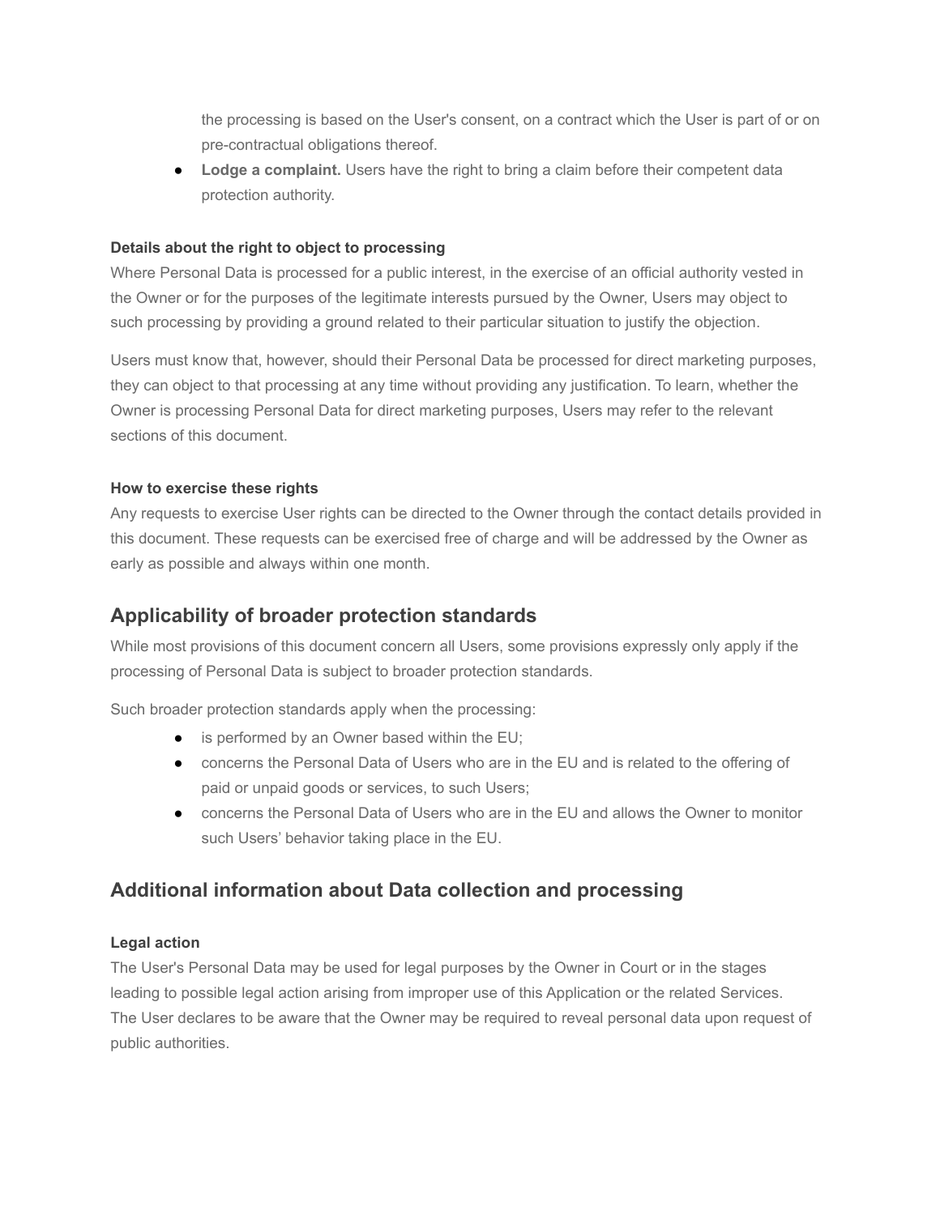the processing is based on the User's consent, on a contract which the User is part of or on pre-contractual obligations thereof.

- **Lodge a complaint.** Users have the right to bring a claim before their competent data protection authority.

#### Details about the right to object to processing

Where Personal Data is processed for a public interest, in the exercise of an official authority vested in the Owner or for the purposes of the legitimate interests pursued by the Owner, Users may object to such processing by providing a ground related to their particular situation to justify the objection.

Users must know that, however, should their Personal Data be processed for direct marketing purposes, they can object to that processing at any time without providing any justification. To learn, whether the Owner is processing Personal Data for direct marketing purposes, Users may refer to the relevant sections of this document.

#### How to exercise these rights

Any requests to exercise User rights can be directed to the Owner through the contact details provided in this document. These requests can be exercised free of charge and will be addressed by the Owner as early as possible and always within one month.

## Applicability of broader protection standards

While most provisions of this document concern all Users, some provisions expressly only apply if the processing of Personal Data is subject to broader protection standards.

Such broader protection standards apply when the processing:

- is performed by an Owner based within the EU;
- concerns the Personal Data of Users who are in the EU and is related to the offering of paid or unpaid goods or services, to such Users;
- concerns the Personal Data of Users who are in the EU and allows the Owner to monitor such Users' behavior taking place in the EU.

## Additional information about Data collection and processing

#### Legal action

The User's Personal Data may be used for legal purposes by the Owner in Court or in the stages leading to possible legal action arising from improper use of this Application or the related Services. The User declares to be aware that the Owner may be required to reveal personal data upon request of public authorities.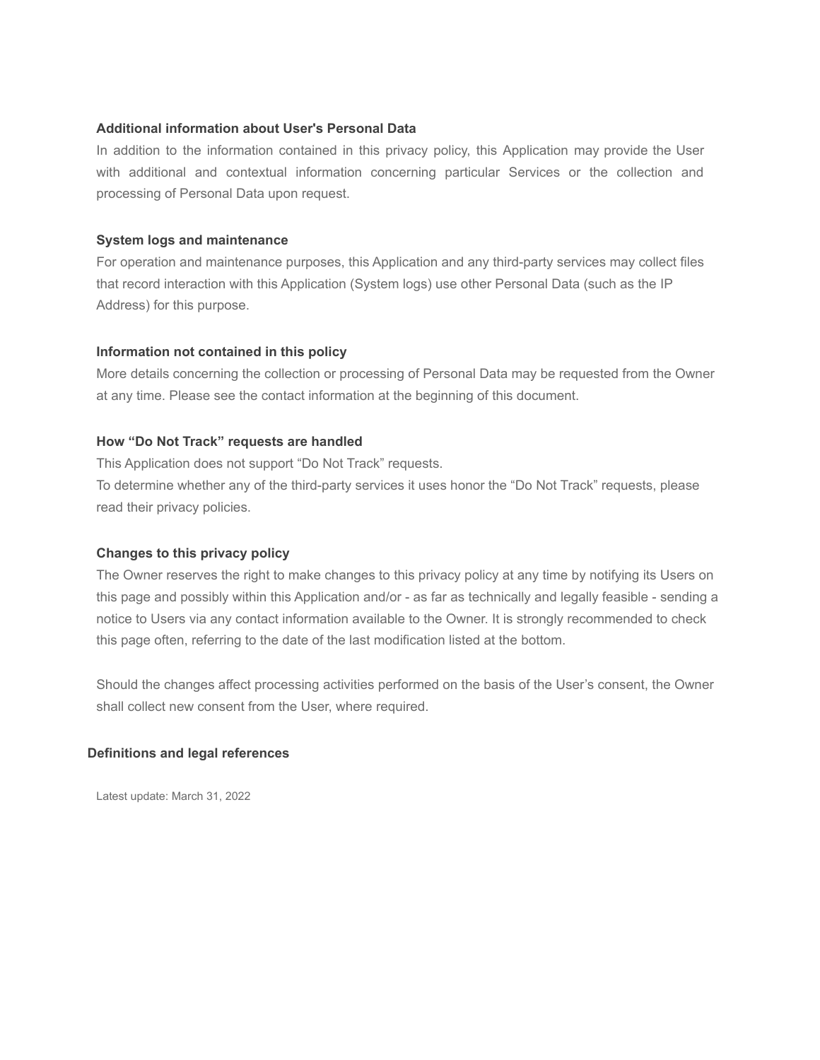#### Additional information about User's Personal Data

In addition to the information contained in this privacy policy, this Application may provide the User with additional and contextual information concerning particular Services or the collection and processing of Personal Data upon request.

#### System logs and maintenance

For operation and maintenance purposes, this Application and any third-party services may collect files that record interaction with this Application (System logs) use other Personal Data (such as the IP Address) for this purpose.

#### Information not contained in this policy

More details concerning the collection or processing of Personal Data may be requested from the Owner at any time. Please see the contact information at the beginning of this document.

#### How “Do Not Track” requests are handled

This Application does not support “Do Not Track” requests.
To determine whether any of the third-party services it uses honor the “Do Not Track” requests, please read their privacy policies.

#### Changes to this privacy policy

The Owner reserves the right to make changes to this privacy policy at any time by notifying its Users on this page and possibly within this Application and/or - as far as technically and legally feasible - sending a notice to Users via any contact information available to the Owner. It is strongly recommended to check this page often, referring to the date of the last modification listed at the bottom.

Should the changes affect processing activities performed on the basis of the User’s consent, the Owner shall collect new consent from the User, where required.

### Definitions and legal references

Latest update: March 31, 2022